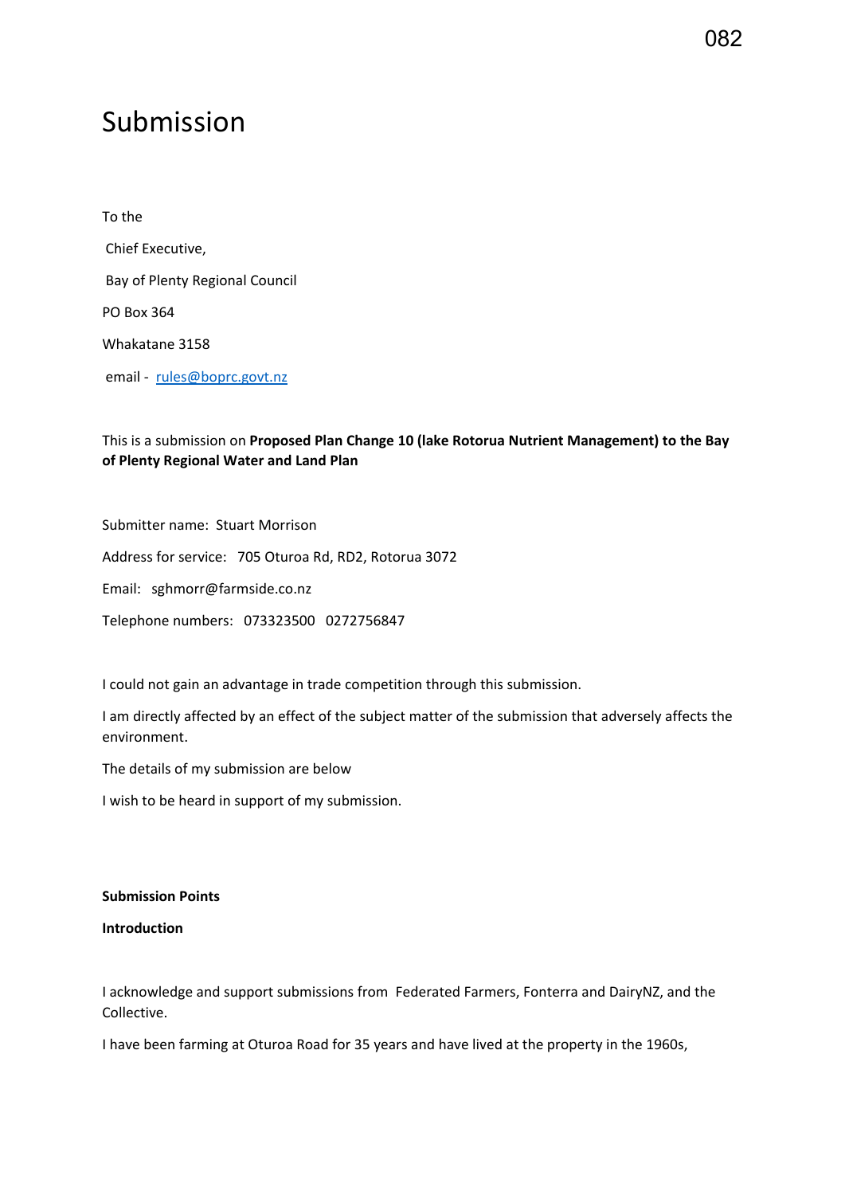# Submission

To the

Chief Executive,

Bay of Plenty Regional Council

PO Box 364

Whakatane 3158

email - rules@boprc.govt.nz

This is a submission on **Proposed Plan Change 10 (lake Rotorua Nutrient Management) to the Bay of Plenty Regional Water and Land Plan**

Submitter name: Stuart Morrison

Address for service: 705 Oturoa Rd, RD2, Rotorua 3072

Email: sghmorr@farmside.co.nz

Telephone numbers: 073323500 0272756847

I could not gain an advantage in trade competition through this submission.

I am directly affected by an effect of the subject matter of the submission that adversely affects the environment.

The details of my submission are below

I wish to be heard in support of my submission.

**Submission Points**

**Introduction**

I acknowledge and support submissions from Federated Farmers, Fonterra and DairyNZ, and the Collective.

I have been farming at Oturoa Road for 35 years and have lived at the property in the 1960s,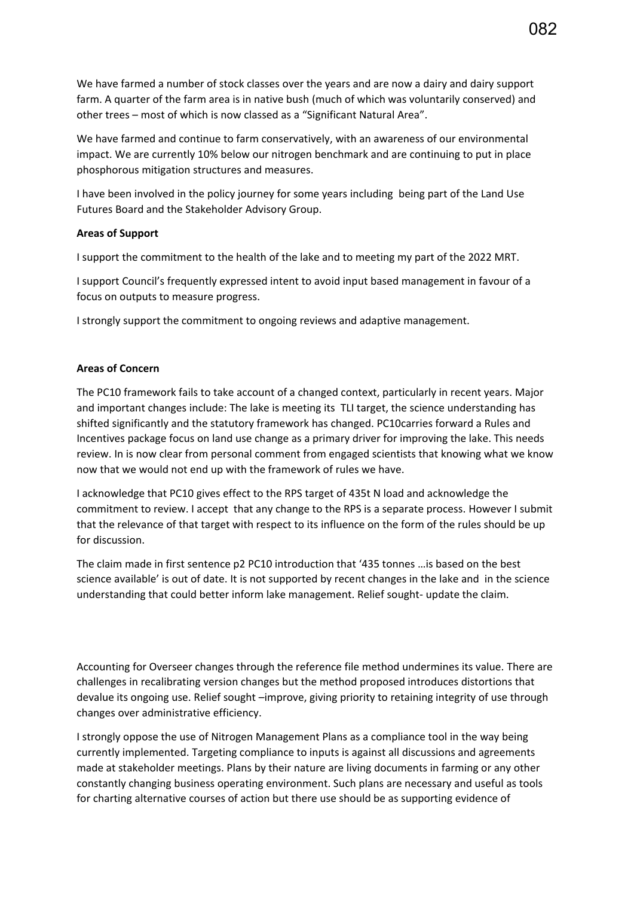We have farmed a number of stock classes over the years and are now a dairy and dairy support farm. A quarter of the farm area is in native bush (much of which was voluntarily conserved) and other trees – most of which is now classed as a "Significant Natural Area".

We have farmed and continue to farm conservatively, with an awareness of our environmental impact. We are currently 10% below our nitrogen benchmark and are continuing to put in place phosphorous mitigation structures and measures.

I have been involved in the policy journey for some years including being part of the Land Use Futures Board and the Stakeholder Advisory Group.

**Areas of Support**

I support the commitment to the health of the lake and to meeting my part of the 2022 MRT.

I support Council's frequently expressed intent to avoid input based management in favour of a focus on outputs to measure progress.

I strongly support the commitment to ongoing reviews and adaptive management.

**Areas of Concern**

The PC10 framework fails to take account of a changed context, particularly in recent years. Major and important changes include: The lake is meeting its TLI target, the science understanding has shifted significantly and the statutory framework has changed. PC10carries forward a Rules and Incentives package focus on land use change as a primary driver for improving the lake. This needs review. In is now clear from personal comment from engaged scientists that knowing what we know now that we would not end up with the framework of rules we have.

I acknowledge that PC10 gives effect to the RPS target of 435t N load and acknowledge the commitment to review. I accept that any change to the RPS is a separate process. However I submit that the relevance of that target with respect to its influence on the form of the rules should be up for discussion.

The claim made in first sentence p2 PC10 introduction that '435 tonnes …is based on the best science available' is out of date. It is not supported by recent changes in the lake and in the science understanding that could better inform lake management. Relief sought- update the claim.

Accounting for Overseer changes through the reference file method undermines its value. There are challenges in recalibrating version changes but the method proposed introduces distortions that devalue its ongoing use. Relief sought –improve, giving priority to retaining integrity of use through changes over administrative efficiency.

I strongly oppose the use of Nitrogen Management Plans as a compliance tool in the way being currently implemented. Targeting compliance to inputs is against all discussions and agreements made at stakeholder meetings. Plans by their nature are living documents in farming or any other constantly changing business operating environment. Such plans are necessary and useful as tools for charting alternative courses of action but there use should be as supporting evidence of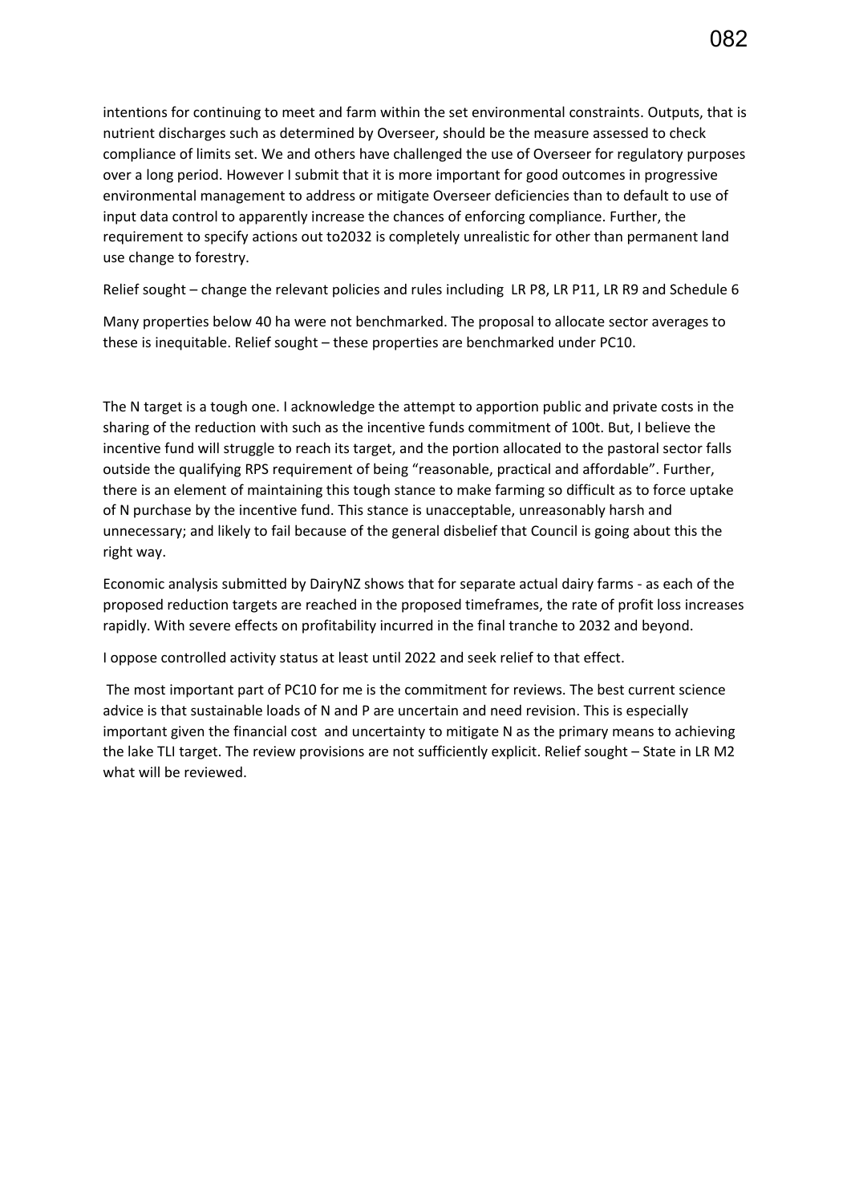intentions for continuing to meet and farm within the set environmental constraints. Outputs, that is nutrient discharges such as determined by Overseer, should be the measure assessed to check compliance of limits set. We and others have challenged the use of Overseer for regulatory purposes over a long period. However I submit that it is more important for good outcomes in progressive environmental management to address or mitigate Overseer deficiencies than to default to use of input data control to apparently increase the chances of enforcing compliance. Further, the requirement to specify actions out to2032 is completely unrealistic for other than permanent land use change to forestry.

Relief sought – change the relevant policies and rules including LR P8, LR P11, LR R9 and Schedule 6

Many properties below 40 ha were not benchmarked. The proposal to allocate sector averages to these is inequitable. Relief sought – these properties are benchmarked under PC10.

The N target is a tough one. I acknowledge the attempt to apportion public and private costs in the sharing of the reduction with such as the incentive funds commitment of 100t. But, I believe the incentive fund will struggle to reach its target, and the portion allocated to the pastoral sector falls outside the qualifying RPS requirement of being "reasonable, practical and affordable". Further, there is an element of maintaining this tough stance to make farming so difficult as to force uptake of N purchase by the incentive fund. This stance is unacceptable, unreasonably harsh and unnecessary; and likely to fail because of the general disbelief that Council is going about this the right way.

Economic analysis submitted by DairyNZ shows that for separate actual dairy farms - as each of the proposed reduction targets are reached in the proposed timeframes, the rate of profit loss increases rapidly. With severe effects on profitability incurred in the final tranche to 2032 and beyond.

I oppose controlled activity status at least until 2022 and seek relief to that effect.

The most important part of PC10 for me is the commitment for reviews. The best current science advice is that sustainable loads of N and P are uncertain and need revision. This is especially important given the financial cost and uncertainty to mitigate N as the primary means to achieving the lake TLI target. The review provisions are not sufficiently explicit. Relief sought – State in LR M2 what will be reviewed.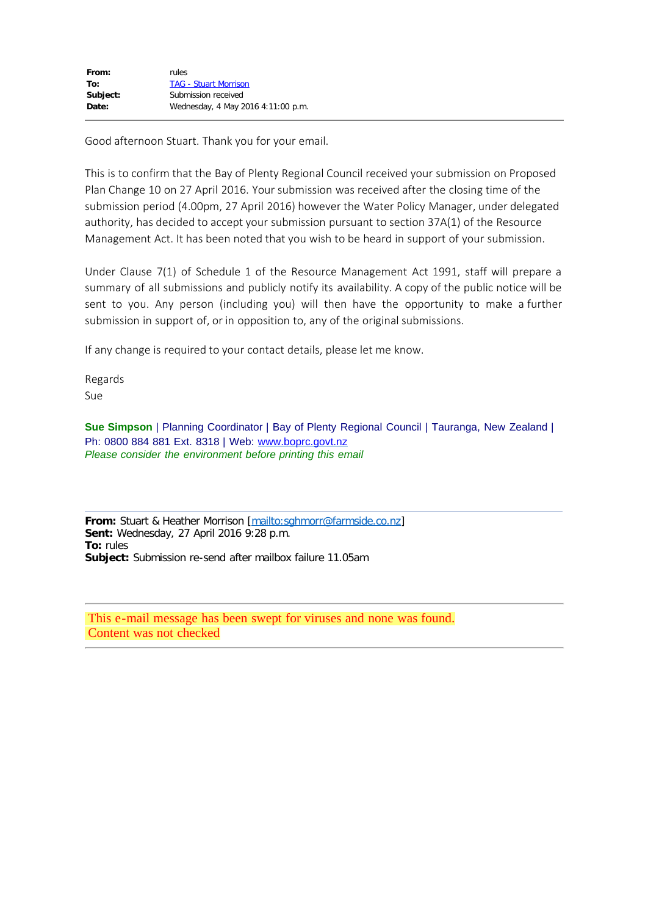| | |
|---|---|
| **From:** | rules |
| **To:** | TAG - Stuart Morrison |
| **Subject:** | Submission received |
| **Date:** | Wednesday, 4 May 2016 4:11:00 p.m. |

Good afternoon Stuart. Thank you for your email.

This is to confirm that the Bay of Plenty Regional Council received your submission on Proposed Plan Change 10 on 27 April 2016. Your submission was received after the closing time of the submission period (4.00pm, 27 April 2016) however the Water Policy Manager, under delegated authority, has decided to accept your submission pursuant to section 37A(1) of the Resource Management Act. It has been noted that you wish to be heard in support of your submission.

Under Clause 7(1) of Schedule 1 of the Resource Management Act 1991, staff will prepare a summary of all submissions and publicly notify its availability. A copy of the public notice will be sent to you. Any person (including you) will then have the opportunity to make a further submission in support of, or in opposition to, any of the original submissions.

If any change is required to your contact details, please let me know.

Regards
Sue

**Sue Simpson** | Planning Coordinator | Bay of Plenty Regional Council | Tauranga, New Zealand |
Ph: 0800 884 881 Ext. 8318 | Web: www.boprc.govt.nz
*Please consider the environment before printing this email*

---

**From:** Stuart & Heather Morrison [mailto:sghmorr@farmside.co.nz]
**Sent:** Wednesday, 27 April 2016 9:28 p.m.
**To:** rules
**Subject:** Submission re-send after mailbox failure 11.05am

---

This e-mail message has been swept for viruses and none was found.
Content was not checked

---